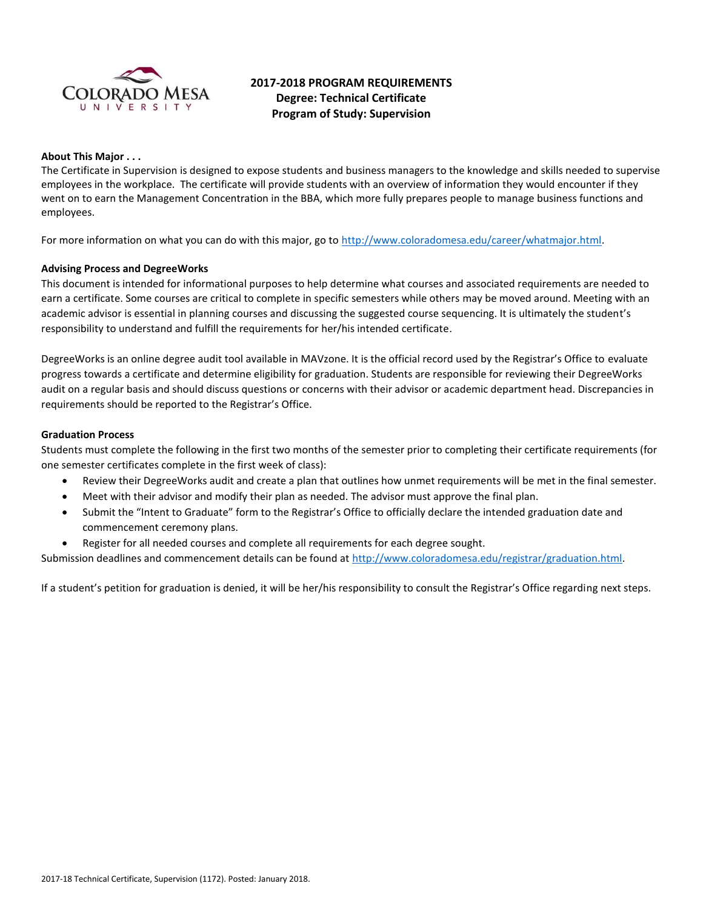# 2017-2018 PROGRAM REQUIREMENTS
## Degree: Technical Certificate
## Program of Study: Supervision

**About This Major . . .**

The Certificate in Supervision is designed to expose students and business managers to the knowledge and skills needed to supervise employees in the workplace. The certificate will provide students with an overview of information they would encounter if they went on to earn the Management Concentration in the BBA, which more fully prepares people to manage business functions and employees.

For more information on what you can do with this major, go to http://www.coloradomesa.edu/career/whatmajor.html.

**Advising Process and DegreeWorks**

This document is intended for informational purposes to help determine what courses and associated requirements are needed to earn a certificate. Some courses are critical to complete in specific semesters while others may be moved around. Meeting with an academic advisor is essential in planning courses and discussing the suggested course sequencing. It is ultimately the student's responsibility to understand and fulfill the requirements for her/his intended certificate.

DegreeWorks is an online degree audit tool available in MAVzone. It is the official record used by the Registrar's Office to evaluate progress towards a certificate and determine eligibility for graduation. Students are responsible for reviewing their DegreeWorks audit on a regular basis and should discuss questions or concerns with their advisor or academic department head. Discrepancies in requirements should be reported to the Registrar's Office.

**Graduation Process**

Students must complete the following in the first two months of the semester prior to completing their certificate requirements (for one semester certificates complete in the first week of class):

- Review their DegreeWorks audit and create a plan that outlines how unmet requirements will be met in the final semester.
- Meet with their advisor and modify their plan as needed. The advisor must approve the final plan.
- Submit the "Intent to Graduate" form to the Registrar's Office to officially declare the intended graduation date and commencement ceremony plans.
- Register for all needed courses and complete all requirements for each degree sought.

Submission deadlines and commencement details can be found at http://www.coloradomesa.edu/registrar/graduation.html.

If a student's petition for graduation is denied, it will be her/his responsibility to consult the Registrar's Office regarding next steps.

2017-18 Technical Certificate, Supervision (1172). Posted: January 2018.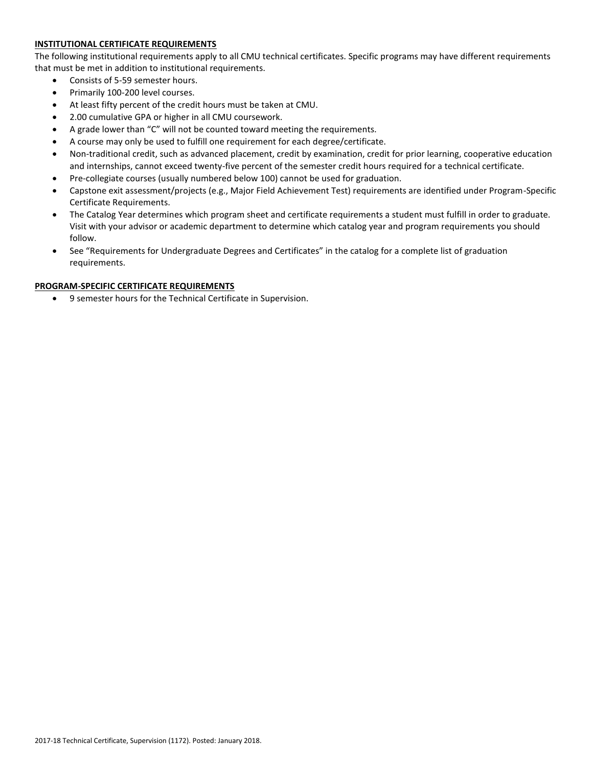**INSTITUTIONAL CERTIFICATE REQUIREMENTS**

The following institutional requirements apply to all CMU technical certificates. Specific programs may have different requirements that must be met in addition to institutional requirements.

- Consists of 5-59 semester hours.
- Primarily 100-200 level courses.
- At least fifty percent of the credit hours must be taken at CMU.
- 2.00 cumulative GPA or higher in all CMU coursework.
- A grade lower than "C" will not be counted toward meeting the requirements.
- A course may only be used to fulfill one requirement for each degree/certificate.
- Non-traditional credit, such as advanced placement, credit by examination, credit for prior learning, cooperative education and internships, cannot exceed twenty-five percent of the semester credit hours required for a technical certificate.
- Pre-collegiate courses (usually numbered below 100) cannot be used for graduation.
- Capstone exit assessment/projects (e.g., Major Field Achievement Test) requirements are identified under Program-Specific Certificate Requirements.
- The Catalog Year determines which program sheet and certificate requirements a student must fulfill in order to graduate. Visit with your advisor or academic department to determine which catalog year and program requirements you should follow.
- See "Requirements for Undergraduate Degrees and Certificates" in the catalog for a complete list of graduation requirements.

**PROGRAM-SPECIFIC CERTIFICATE REQUIREMENTS**

- 9 semester hours for the Technical Certificate in Supervision.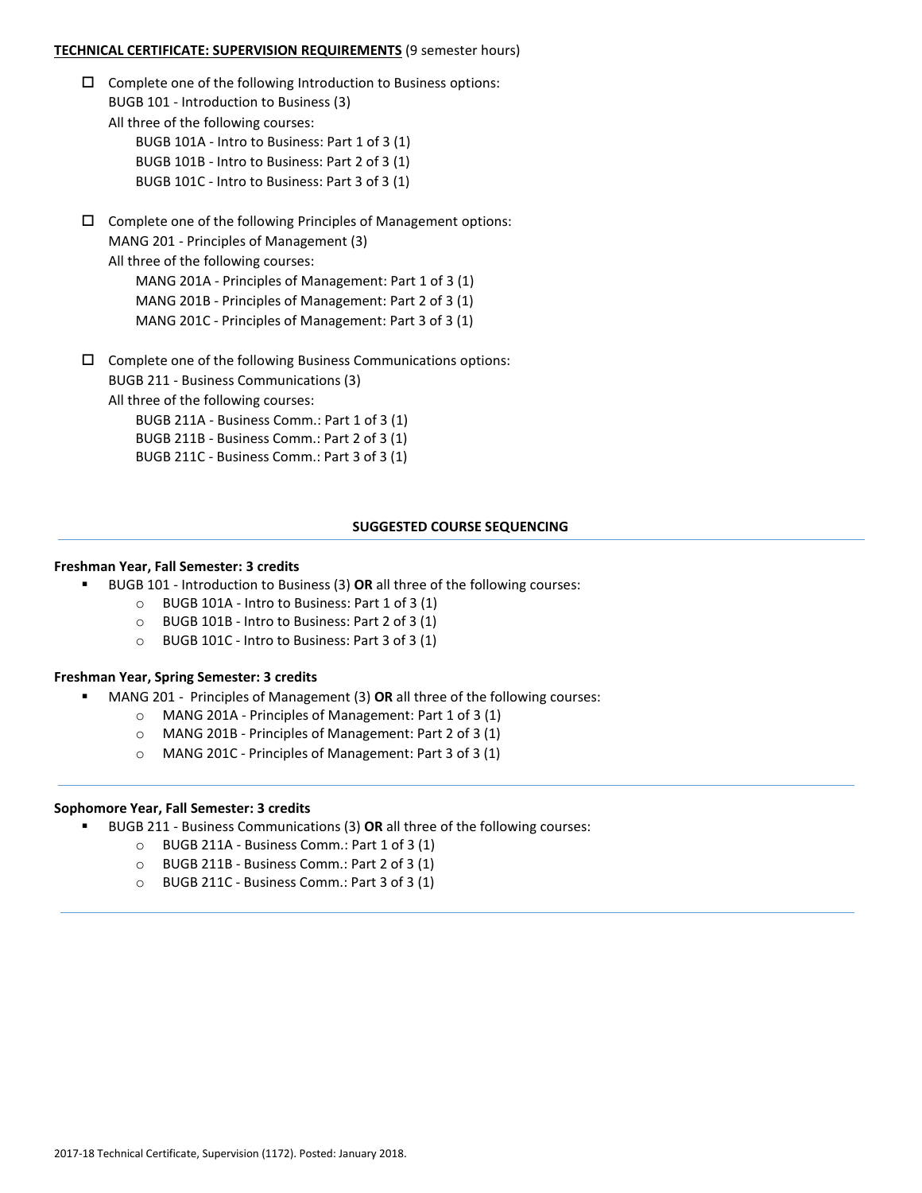**TECHNICAL CERTIFICATE: SUPERVISION REQUIREMENTS** (9 semester hours)

- ☐ Complete one of the following Introduction to Business options:
  - BUGB 101 - Introduction to Business (3)
  - All three of the following courses:
    - BUGB 101A - Intro to Business: Part 1 of 3 (1)
    - BUGB 101B - Intro to Business: Part 2 of 3 (1)
    - BUGB 101C - Intro to Business: Part 3 of 3 (1)

- ☐ Complete one of the following Principles of Management options:
  - MANG 201 - Principles of Management (3)
  - All three of the following courses:
    - MANG 201A - Principles of Management: Part 1 of 3 (1)
    - MANG 201B - Principles of Management: Part 2 of 3 (1)
    - MANG 201C - Principles of Management: Part 3 of 3 (1)

- ☐ Complete one of the following Business Communications options:
  - BUGB 211 - Business Communications (3)
  - All three of the following courses:
    - BUGB 211A - Business Comm.: Part 1 of 3 (1)
    - BUGB 211B - Business Comm.: Part 2 of 3 (1)
    - BUGB 211C - Business Comm.: Part 3 of 3 (1)

## SUGGESTED COURSE SEQUENCING

**Freshman Year, Fall Semester: 3 credits**

- BUGB 101 - Introduction to Business (3) **OR** all three of the following courses:
  - BUGB 101A - Intro to Business: Part 1 of 3 (1)
  - BUGB 101B - Intro to Business: Part 2 of 3 (1)
  - BUGB 101C - Intro to Business: Part 3 of 3 (1)

**Freshman Year, Spring Semester: 3 credits**

- MANG 201 - Principles of Management (3) **OR** all three of the following courses:
  - MANG 201A - Principles of Management: Part 1 of 3 (1)
  - MANG 201B - Principles of Management: Part 2 of 3 (1)
  - MANG 201C - Principles of Management: Part 3 of 3 (1)

**Sophomore Year, Fall Semester: 3 credits**

- BUGB 211 - Business Communications (3) **OR** all three of the following courses:
  - BUGB 211A - Business Comm.: Part 1 of 3 (1)
  - BUGB 211B - Business Comm.: Part 2 of 3 (1)
  - BUGB 211C - Business Comm.: Part 3 of 3 (1)